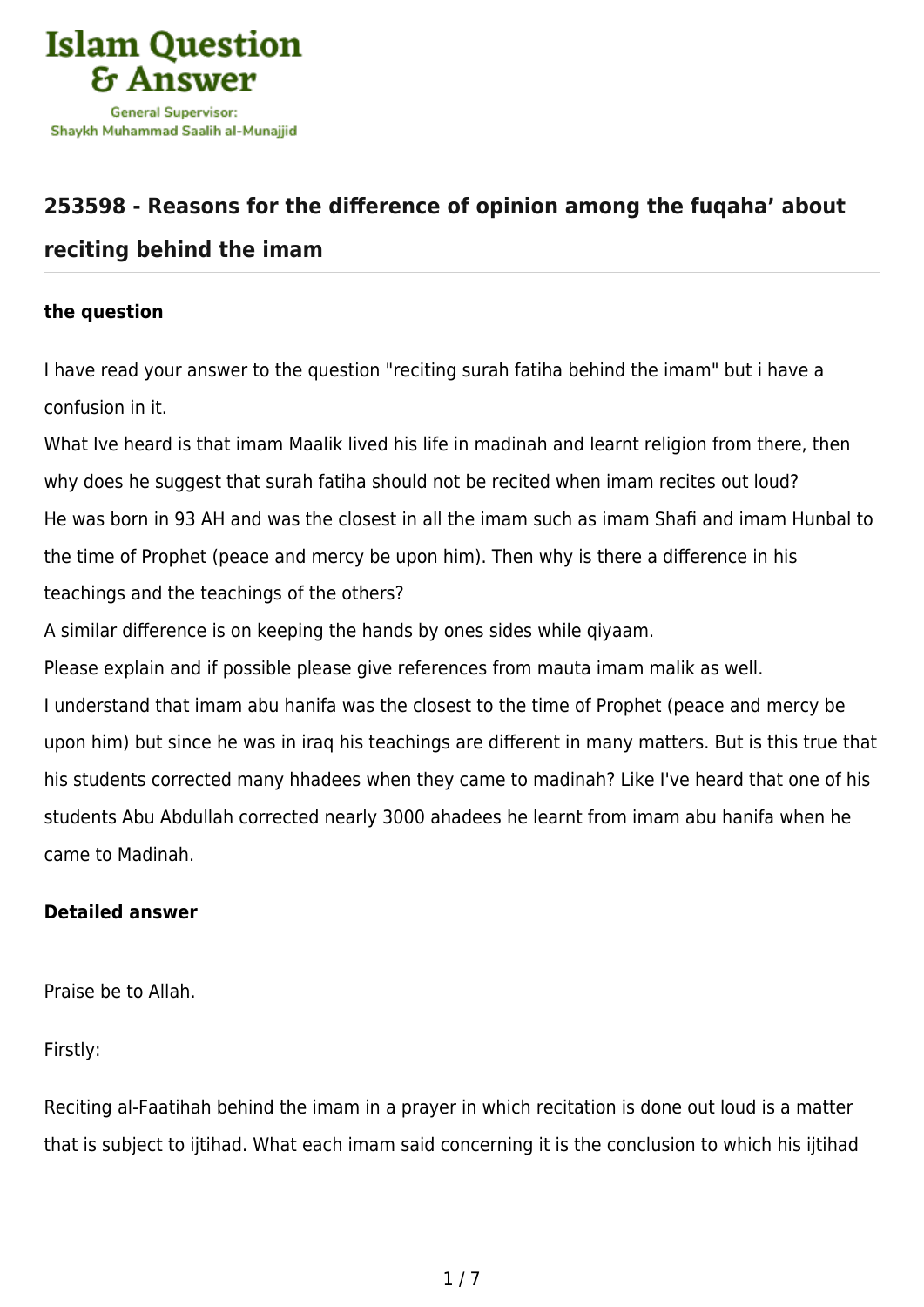Islam Question & Answer

General Supervisor: Shaykh Muhammad Saalih al-Munajjid

## 253598 - Reasons for the difference of opinion among the fuqaha' about reciting behind the imam

### the question

I have read your answer to the question "reciting surah fatiha behind the imam" but i have a confusion in it.
What Ive heard is that imam Maalik lived his life in madinah and learnt religion from there, then why does he suggest that surah fatiha should not be recited when imam recites out loud?
He was born in 93 AH and was the closest in all the imam such as imam Shafi and imam Hunbal to the time of Prophet (peace and mercy be upon him). Then why is there a difference in his teachings and the teachings of the others?
A similar difference is on keeping the hands by ones sides while qiyaam.
Please explain and if possible please give references from mauta imam malik as well.
I understand that imam abu hanifa was the closest to the time of Prophet (peace and mercy be upon him) but since he was in iraq his teachings are different in many matters. But is this true that his students corrected many hhadees when they came to madinah? Like I've heard that one of his students Abu Abdullah corrected nearly 3000 ahadees he learnt from imam abu hanifa when he came to Madinah.

### Detailed answer

Praise be to Allah.

Firstly:

Reciting al-Faatihah behind the imam in a prayer in which recitation is done out loud is a matter that is subject to ijtihad. What each imam said concerning it is the conclusion to which his ijtihad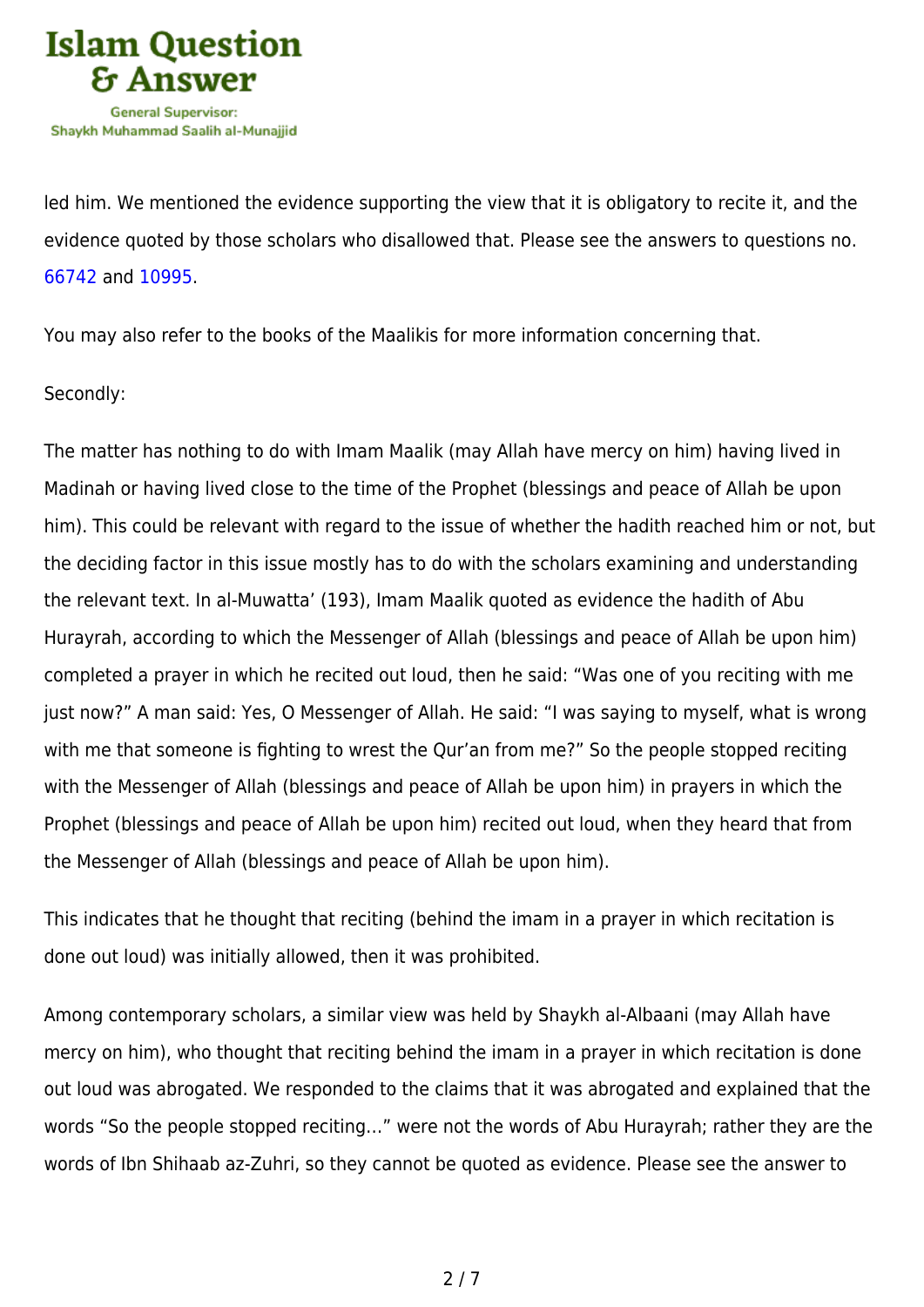led him. We mentioned the evidence supporting the view that it is obligatory to recite it, and the evidence quoted by those scholars who disallowed that. Please see the answers to questions no. 66742 and 10995.

You may also refer to the books of the Maalikis for more information concerning that.

Secondly:

The matter has nothing to do with Imam Maalik (may Allah have mercy on him) having lived in Madinah or having lived close to the time of the Prophet (blessings and peace of Allah be upon him). This could be relevant with regard to the issue of whether the hadith reached him or not, but the deciding factor in this issue mostly has to do with the scholars examining and understanding the relevant text. In al-Muwatta' (193), Imam Maalik quoted as evidence the hadith of Abu Hurayrah, according to which the Messenger of Allah (blessings and peace of Allah be upon him) completed a prayer in which he recited out loud, then he said: "Was one of you reciting with me just now?" A man said: Yes, O Messenger of Allah. He said: "I was saying to myself, what is wrong with me that someone is fighting to wrest the Qur'an from me?" So the people stopped reciting with the Messenger of Allah (blessings and peace of Allah be upon him) in prayers in which the Prophet (blessings and peace of Allah be upon him) recited out loud, when they heard that from the Messenger of Allah (blessings and peace of Allah be upon him).

This indicates that he thought that reciting (behind the imam in a prayer in which recitation is done out loud) was initially allowed, then it was prohibited.

Among contemporary scholars, a similar view was held by Shaykh al-Albaani (may Allah have mercy on him), who thought that reciting behind the imam in a prayer in which recitation is done out loud was abrogated. We responded to the claims that it was abrogated and explained that the words "So the people stopped reciting…" were not the words of Abu Hurayrah; rather they are the words of Ibn Shihaab az-Zuhri, so they cannot be quoted as evidence. Please see the answer to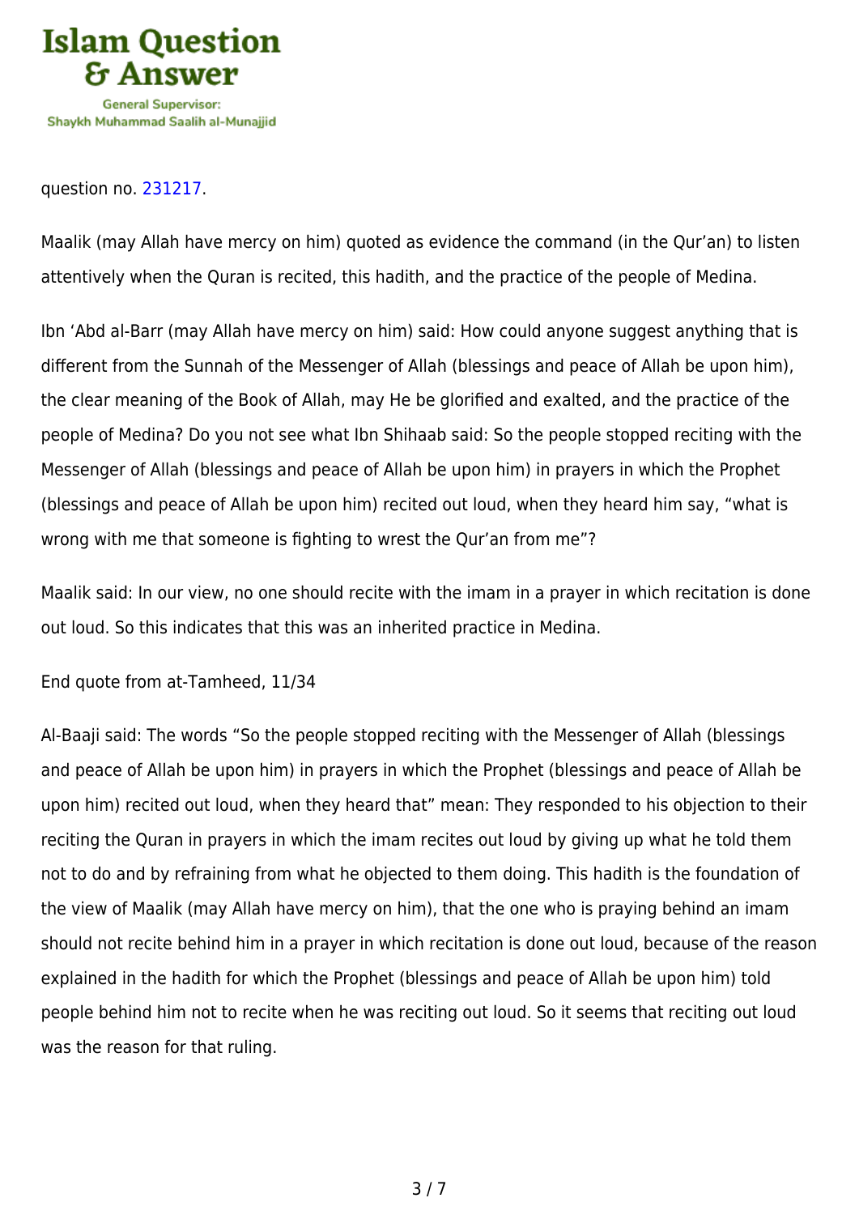question no. 231217.

Maalik (may Allah have mercy on him) quoted as evidence the command (in the Qur'an) to listen attentively when the Quran is recited, this hadith, and the practice of the people of Medina.

Ibn 'Abd al-Barr (may Allah have mercy on him) said: How could anyone suggest anything that is different from the Sunnah of the Messenger of Allah (blessings and peace of Allah be upon him), the clear meaning of the Book of Allah, may He be glorified and exalted, and the practice of the people of Medina? Do you not see what Ibn Shihaab said: So the people stopped reciting with the Messenger of Allah (blessings and peace of Allah be upon him) in prayers in which the Prophet (blessings and peace of Allah be upon him) recited out loud, when they heard him say, "what is wrong with me that someone is fighting to wrest the Qur'an from me"?

Maalik said: In our view, no one should recite with the imam in a prayer in which recitation is done out loud. So this indicates that this was an inherited practice in Medina.

End quote from at-Tamheed, 11/34

Al-Baaji said: The words "So the people stopped reciting with the Messenger of Allah (blessings and peace of Allah be upon him) in prayers in which the Prophet (blessings and peace of Allah be upon him) recited out loud, when they heard that" mean: They responded to his objection to their reciting the Quran in prayers in which the imam recites out loud by giving up what he told them not to do and by refraining from what he objected to them doing. This hadith is the foundation of the view of Maalik (may Allah have mercy on him), that the one who is praying behind an imam should not recite behind him in a prayer in which recitation is done out loud, because of the reason explained in the hadith for which the Prophet (blessings and peace of Allah be upon him) told people behind him not to recite when he was reciting out loud. So it seems that reciting out loud was the reason for that ruling.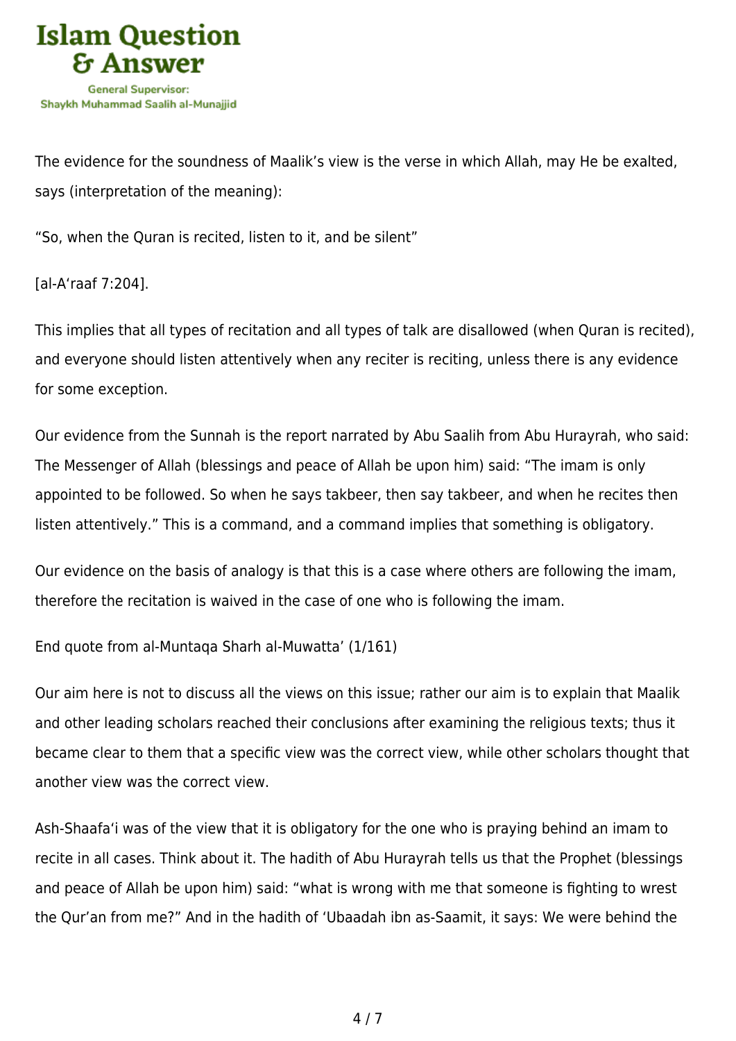The evidence for the soundness of Maalik’s view is the verse in which Allah, may He be exalted, says (interpretation of the meaning):

“So, when the Quran is recited, listen to it, and be silent”

[al-A‘raaf 7:204].

This implies that all types of recitation and all types of talk are disallowed (when Quran is recited), and everyone should listen attentively when any reciter is reciting, unless there is any evidence for some exception.

Our evidence from the Sunnah is the report narrated by Abu Saalih from Abu Hurayrah, who said: The Messenger of Allah (blessings and peace of Allah be upon him) said: “The imam is only appointed to be followed. So when he says takbeer, then say takbeer, and when he recites then listen attentively.” This is a command, and a command implies that something is obligatory.

Our evidence on the basis of analogy is that this is a case where others are following the imam, therefore the recitation is waived in the case of one who is following the imam.

End quote from al-Muntaqa Sharh al-Muwatta’ (1/161)

Our aim here is not to discuss all the views on this issue; rather our aim is to explain that Maalik and other leading scholars reached their conclusions after examining the religious texts; thus it became clear to them that a specific view was the correct view, while other scholars thought that another view was the correct view.

Ash-Shaafa‘i was of the view that it is obligatory for the one who is praying behind an imam to recite in all cases. Think about it. The hadith of Abu Hurayrah tells us that the Prophet (blessings and peace of Allah be upon him) said: “what is wrong with me that someone is fighting to wrest the Qur’an from me?” And in the hadith of ‘Ubaadah ibn as-Saamit, it says: We were behind the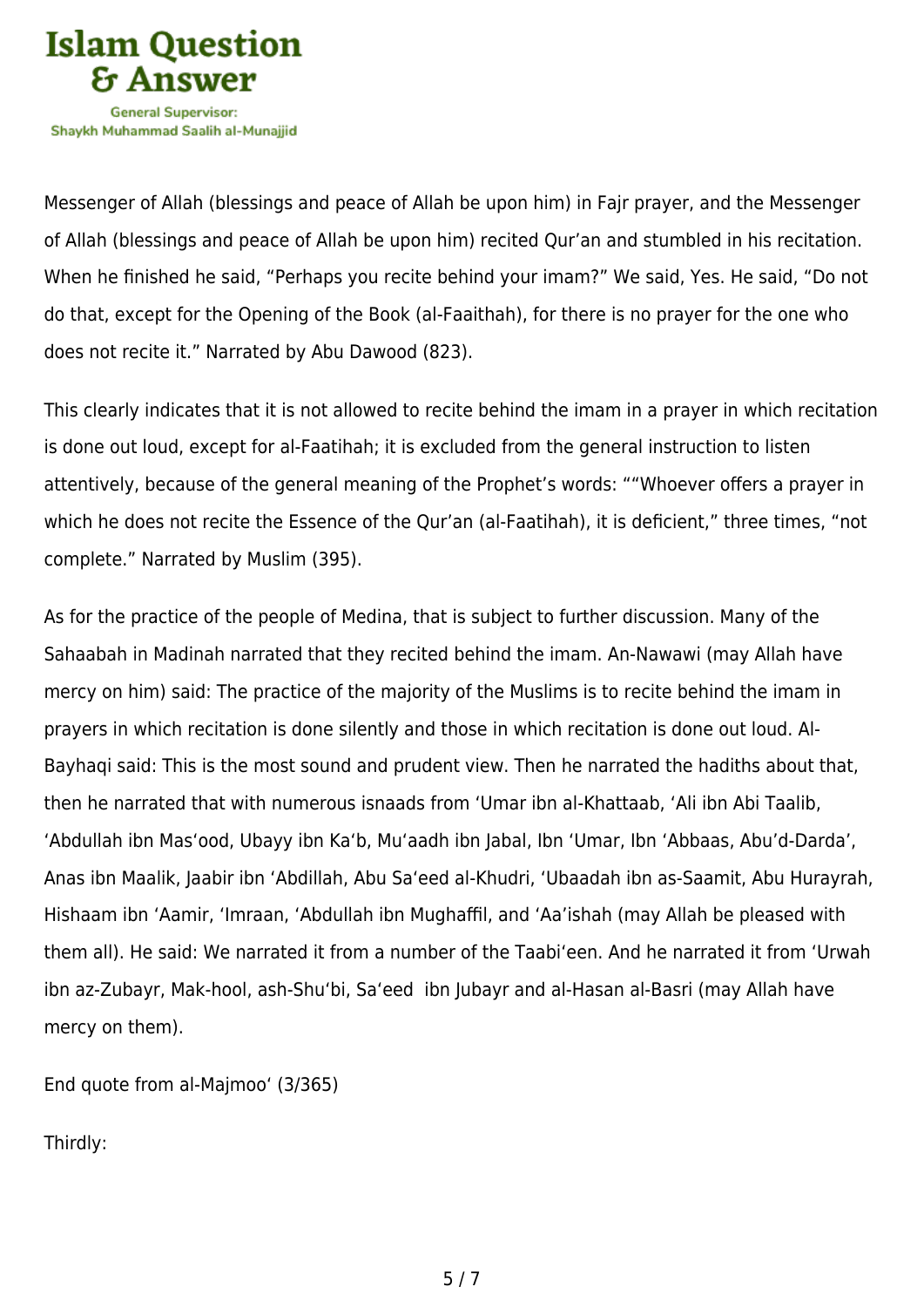Messenger of Allah (blessings and peace of Allah be upon him) in Fajr prayer, and the Messenger of Allah (blessings and peace of Allah be upon him) recited Qur'an and stumbled in his recitation. When he finished he said, "Perhaps you recite behind your imam?" We said, Yes. He said, "Do not do that, except for the Opening of the Book (al-Faaithah), for there is no prayer for the one who does not recite it." Narrated by Abu Dawood (823).

This clearly indicates that it is not allowed to recite behind the imam in a prayer in which recitation is done out loud, except for al-Faatihah; it is excluded from the general instruction to listen attentively, because of the general meaning of the Prophet's words: ""Whoever offers a prayer in which he does not recite the Essence of the Qur'an (al-Faatihah), it is deficient," three times, "not complete." Narrated by Muslim (395).

As for the practice of the people of Medina, that is subject to further discussion. Many of the Sahaabah in Madinah narrated that they recited behind the imam. An-Nawawi (may Allah have mercy on him) said: The practice of the majority of the Muslims is to recite behind the imam in prayers in which recitation is done silently and those in which recitation is done out loud. Al-Bayhaqi said: This is the most sound and prudent view. Then he narrated the hadiths about that, then he narrated that with numerous isnaads from 'Umar ibn al-Khattaab, 'Ali ibn Abi Taalib, 'Abdullah ibn Mas'ood, Ubayy ibn Ka'b, Mu'aadh ibn Jabal, Ibn 'Umar, Ibn 'Abbaas, Abu'd-Darda', Anas ibn Maalik, Jaabir ibn 'Abdillah, Abu Sa'eed al-Khudri, 'Ubaadah ibn as-Saamit, Abu Hurayrah, Hishaam ibn 'Aamir, 'Imraan, 'Abdullah ibn Mughaffil, and 'Aa'ishah (may Allah be pleased with them all). He said: We narrated it from a number of the Taabi'een. And he narrated it from 'Urwah ibn az-Zubayr, Mak-hool, ash-Shu'bi, Sa'eed ibn Jubayr and al-Hasan al-Basri (may Allah have mercy on them).

End quote from al-Majmoo' (3/365)

Thirdly: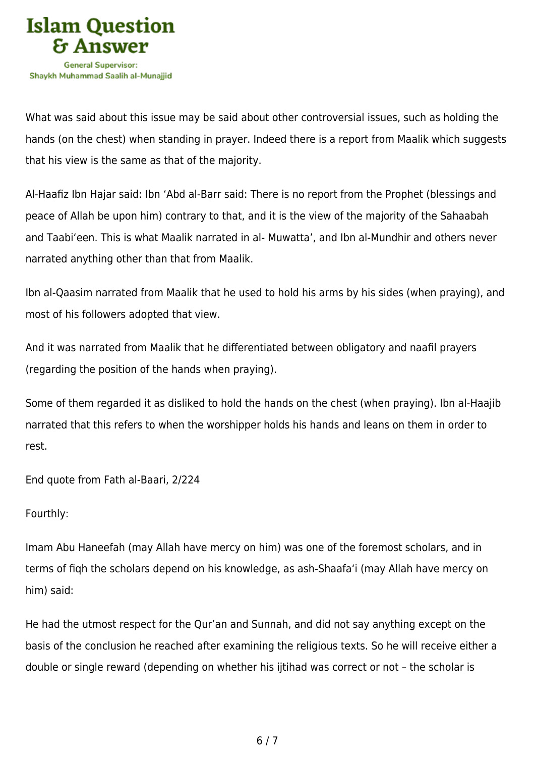What was said about this issue may be said about other controversial issues, such as holding the hands (on the chest) when standing in prayer. Indeed there is a report from Maalik which suggests that his view is the same as that of the majority.

Al-Haafiz Ibn Hajar said: Ibn 'Abd al-Barr said: There is no report from the Prophet (blessings and peace of Allah be upon him) contrary to that, and it is the view of the majority of the Sahaabah and Taabi'een. This is what Maalik narrated in al- Muwatta', and Ibn al-Mundhir and others never narrated anything other than that from Maalik.

Ibn al-Qaasim narrated from Maalik that he used to hold his arms by his sides (when praying), and most of his followers adopted that view.

And it was narrated from Maalik that he differentiated between obligatory and naafil prayers (regarding the position of the hands when praying).

Some of them regarded it as disliked to hold the hands on the chest (when praying). Ibn al-Haajib narrated that this refers to when the worshipper holds his hands and leans on them in order to rest.

End quote from Fath al-Baari, 2/224

Fourthly:

Imam Abu Haneefah (may Allah have mercy on him) was one of the foremost scholars, and in terms of fiqh the scholars depend on his knowledge, as ash-Shaafa'i (may Allah have mercy on him) said:

He had the utmost respect for the Qur'an and Sunnah, and did not say anything except on the basis of the conclusion he reached after examining the religious texts. So he will receive either a double or single reward (depending on whether his ijtihad was correct or not – the scholar is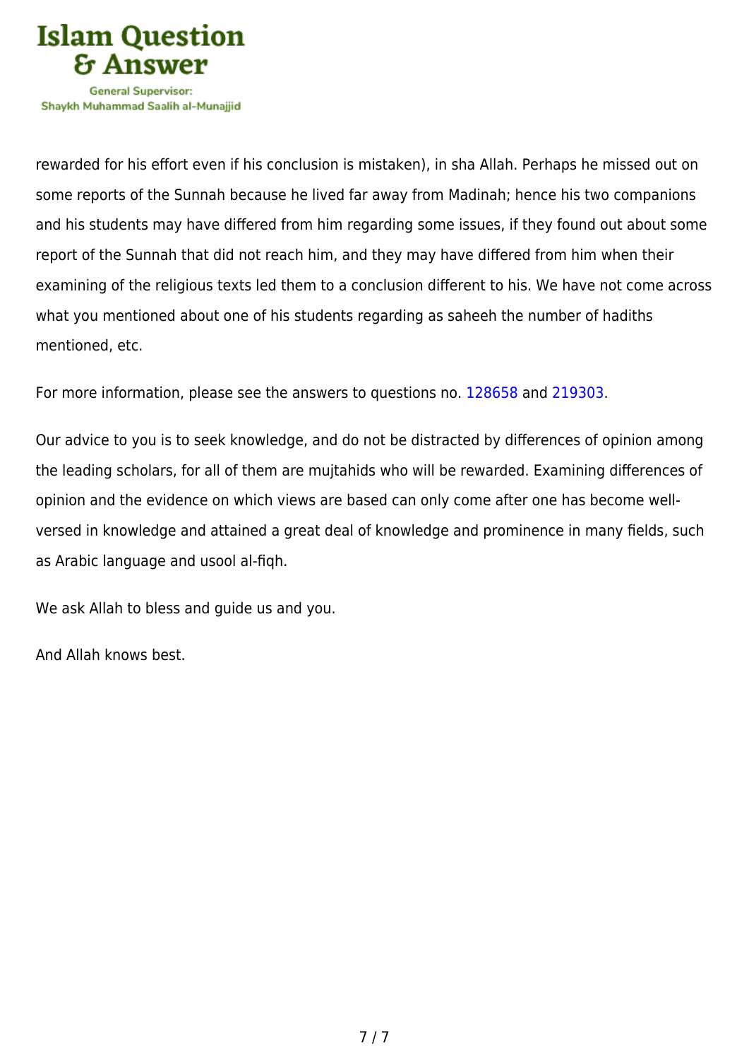rewarded for his effort even if his conclusion is mistaken), in sha Allah. Perhaps he missed out on some reports of the Sunnah because he lived far away from Madinah; hence his two companions and his students may have differed from him regarding some issues, if they found out about some report of the Sunnah that did not reach him, and they may have differed from him when their examining of the religious texts led them to a conclusion different to his. We have not come across what you mentioned about one of his students regarding as saheeh the number of hadiths mentioned, etc.

For more information, please see the answers to questions no. 128658 and 219303.

Our advice to you is to seek knowledge, and do not be distracted by differences of opinion among the leading scholars, for all of them are mujtahids who will be rewarded. Examining differences of opinion and the evidence on which views are based can only come after one has become well-versed in knowledge and attained a great deal of knowledge and prominence in many fields, such as Arabic language and usool al-fiqh.

We ask Allah to bless and guide us and you.

And Allah knows best.